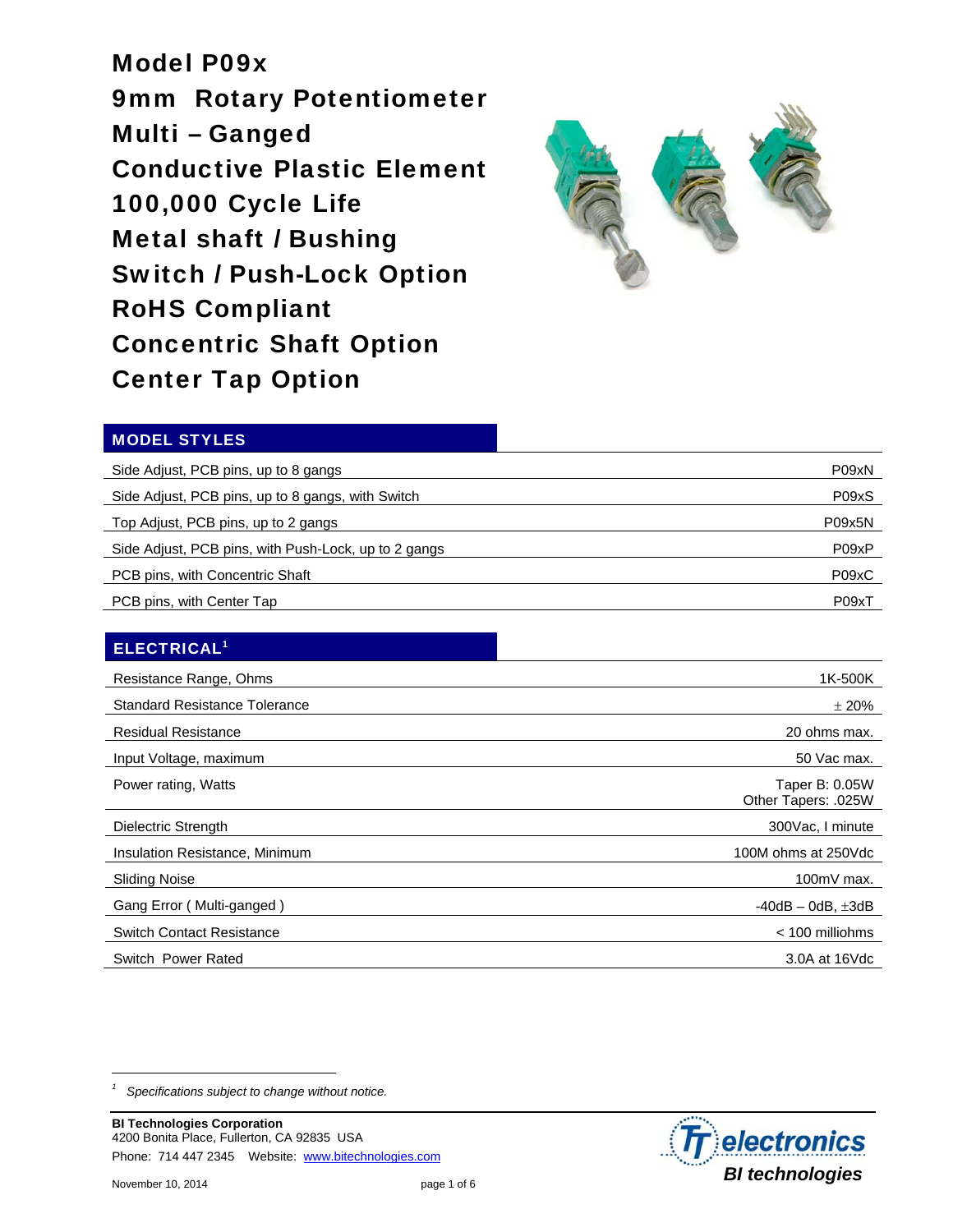# Model P09x
# 9mm Rotary Potentiometer
# Multi – Ganged
# Conductive Plastic Element
# 100,000 Cycle Life
# Metal shaft / Bushing
# Switch / Push-Lock Option
# RoHS Compliant
# Concentric Shaft Option
# Center Tap Option

## MODEL STYLES

| | |
|---|---|
| Side Adjust, PCB pins, up to 8 gangs | P09xN |
| Side Adjust, PCB pins, up to 8 gangs, with Switch | P09xS |
| Top Adjust, PCB pins, up to 2 gangs | P09x5N |
| Side Adjust, PCB pins, with Push-Lock, up to 2 gangs | P09xP |
| PCB pins, with Concentric Shaft | P09xC |
| PCB pins, with Center Tap | P09xT |

## ELECTRICAL[1]

| | |
|---|---|
| Resistance Range, Ohms | 1K-500K |
| Standard Resistance Tolerance | ± 20% |
| Residual Resistance | 20 ohms max. |
| Input Voltage, maximum | 50 Vac max. |
| Power rating, Watts | Taper B: 0.05W<br>Other Tapers: .025W |
| Dielectric Strength | 300Vac, I minute |
| Insulation Resistance, Minimum | 100M ohms at 250Vdc |
| Sliding Noise | 100mV max. |
| Gang Error ( Multi-ganged ) | -40dB – 0dB, ±3dB |
| Switch Contact Resistance | < 100 milliohms |
| Switch Power Rated | 3.0A at 16Vdc |

[1] *Specifications subject to change without notice.*

**BI Technologies Corporation**
4200 Bonita Place, Fullerton, CA 92835 USA
Phone: 714 447 2345 Website: www.bitechnologies.com

November 10, 2014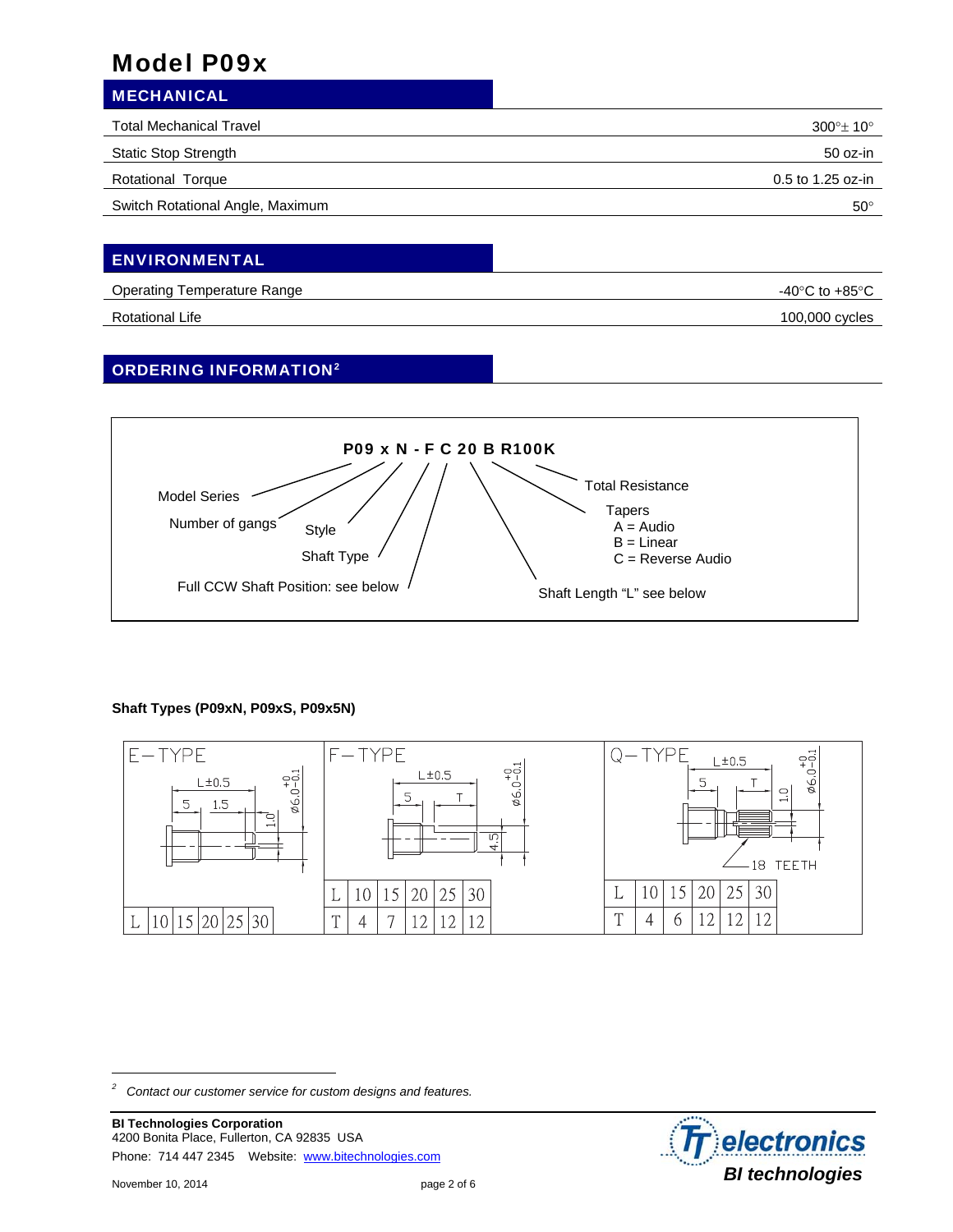# Model P09x

## MECHANICAL

| | |
|---|---|
| Total Mechanical Travel | 300°± 10° |
| Static Stop Strength | 50 oz-in |
| Rotational Torque | 0.5 to 1.25 oz-in |
| Switch Rotational Angle, Maximum | 50° |

## ENVIRONMENTAL

| | |
|---|---|
| Operating Temperature Range | -40°C to +85°C |
| Rotational Life | 100,000 cycles |

## ORDERING INFORMATION[2]

**P09 x N - F C 20 B R100K**

- Model Series
- Number of gangs
- Style
- Shaft Type
- Full CCW Shaft Position: see below
- Shaft Length "L" see below
- Tapers
  - A = Audio
  - B = Linear
  - C = Reverse Audio
- Total Resistance

**Shaft Types (P09xN, P09xS, P09x5N)**

E-TYPE (L±0.5, 5, 1.5, 1.0, ø6.0 +0/−0.1)

| L | 10 | 15 | 20 | 25 | 30 |
|---|---|---|---|---|---|

F-TYPE (L±0.5, 5, T, 4.5, ø6.0 +0/−0.1)

| L | 10 | 15 | 20 | 25 | 30 |
|---|---|---|---|---|---|
| T | 4 | 7 | 12 | 12 | 12 |

Q-TYPE (L±0.5, 5, T, 1.0, ø6.0 +0/−0.1, 18 TEETH)

| L | 10 | 15 | 20 | 25 | 30 |
|---|---|---|---|---|---|
| T | 4 | 6 | 12 | 12 | 12 |

---

2 *Contact our customer service for custom designs and features.*

**BI Technologies Corporation**
4200 Bonita Place, Fullerton, CA 92835 USA
Phone: 714 447 2345 Website: www.bitechnologies.com

November 10, 2014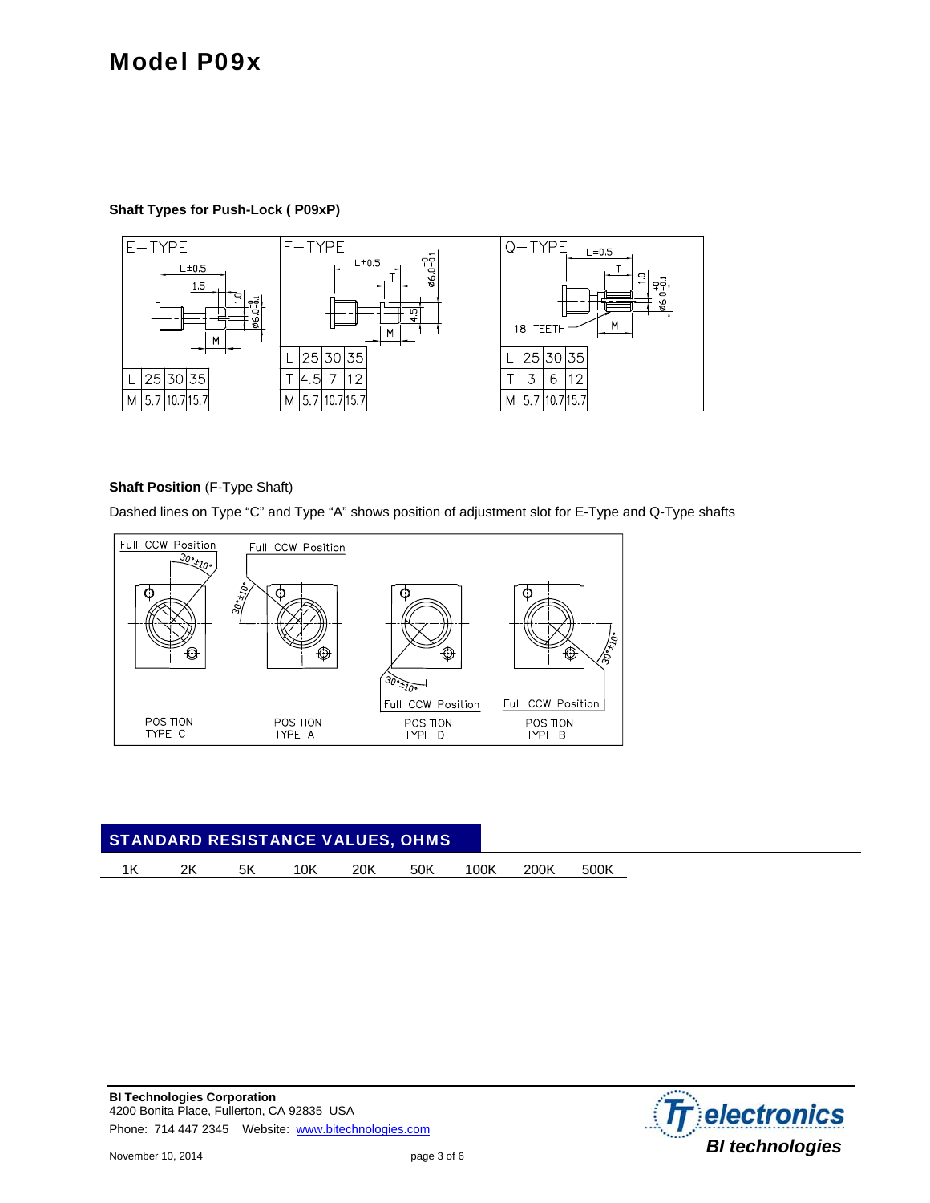# Model P09x

**Shaft Types for Push-Lock ( P09xP)**

E-TYPE

| L | 25 | 30 | 35 |
|---|---|---|---|
| M | 5.7 | 10.7 | 15.7 |

F-TYPE

| L | 25 | 30 | 35 |
|---|---|---|---|
| T | 4.5 | 7 | 12 |
| M | 5.7 | 10.7 | 15.7 |

Q-TYPE

| L | 25 | 30 | 35 |
|---|---|---|---|
| T | 3 | 6 | 12 |
| M | 5.7 | 10.7 | 15.7 |

**Shaft Position** (F-Type Shaft)

Dashed lines on Type “C” and Type “A” shows position of adjustment slot for E-Type and Q-Type shafts

## STANDARD RESISTANCE VALUES, OHMS

| 1K | 2K | 5K | 10K | 20K | 50K | 100K | 200K | 500K |
|---|---|---|---|---|---|---|---|---|

**BI Technologies Corporation**
4200 Bonita Place, Fullerton, CA 92835 USA
Phone: 714 447 2345 Website: www.bitechnologies.com

November 10, 2014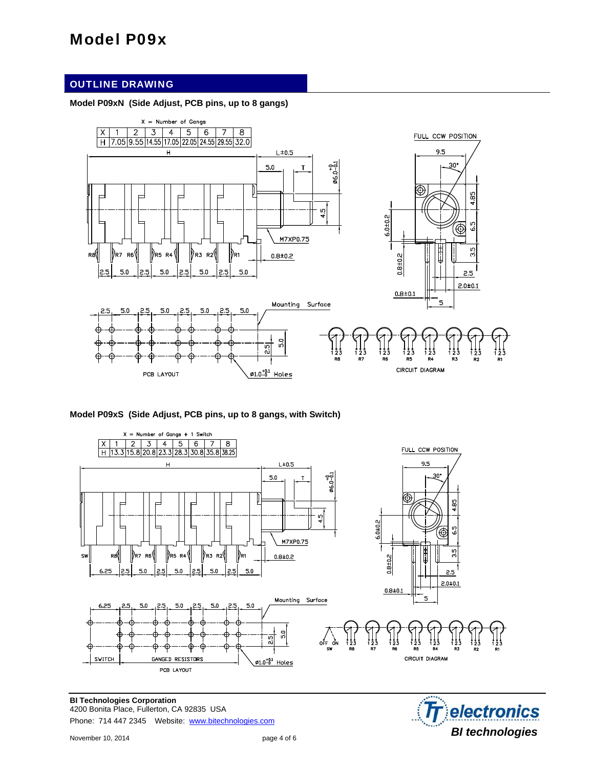# Model P09x

## OUTLINE DRAWING

### Model P09xN (Side Adjust, PCB pins, up to 8 gangs)

X = Number of Gangs

| X | 1 | 2 | 3 | 4 | 5 | 6 | 7 | 8 |
|---|---|---|---|---|---|---|---|---|
| H | 7.05 | 9.55 | 14.55 | 17.05 | 22.05 | 24.55 | 29.55 | 32.0 |

H, L±0.5, 5.0, T, Ø6.0 +0/−0.1, 4.5, M7XP0.75, 0.8±0.2

R8, R7, R6, R5, R4, R3, R2, R1

2.5, 5.0, 2.5, 5.0, 2.5, 5.0, 2.5, 5.0

FULL CCW POSITION

9.5, 30°, 4.85, 6.5, 3.5, 6.0±0.2, 0.8±0.2, 2.5, 2.0±0.1, 0.8±0.1, 5

Mounting Surface

2.5, 5.0, 2.5, 5.0, 2.5, 5.0, 2.5, 5.0, 2.5, 5.0

Ø1.0 +0.1/−0 Holes

PCB LAYOUT

1 2 3 — R8, R7, R6, R5, R4, R3, R2, R1

CIRCUIT DIAGRAM

### Model P09xS (Side Adjust, PCB pins, up to 8 gangs, with Switch)

X = Number of Gangs + 1 Switch

| X | 1 | 2 | 3 | 4 | 5 | 6 | 7 | 8 |
|---|---|---|---|---|---|---|---|---|
| H | 13.3 | 15.8 | 20.8 | 23.3 | 28.3 | 30.8 | 35.8 | 38.25 |

H, L±0.5, 5.0, T, Ø6.0 +0/−0.1, 4.5, M7XP0.75, 0.8±0.2

SW, R8, R7, R6, R5, R4, R3, R2, R1

6.25, 2.5, 5.0, 2.5, 5.0, 2.5, 5.0, 2.5, 5.0

FULL CCW POSITION

9.5, 30°, 4.85, 6.5, 3.5, 6.0±0.2, 0.8±0.2, 2.5, 2.0±0.1, 0.8±0.1, 5

Mounting Surface

6.25, 2.5, 5.0, 2.5, 5.0, 2.5, 5.0, 2.5, 5.0, 2.5, 5.0

SWITCH, GANGED RESISTORS

Ø1.0 +0.1/−0 Holes

PCB LAYOUT

OFF ON — SW; 1 2 3 — R8, R7, R6, R5, R4, R3, R2, R1

CIRCUIT DIAGRAM

**BI Technologies Corporation**
4200 Bonita Place, Fullerton, CA 92835 USA
Phone: 714 447 2345 Website: www.bitechnologies.com

November 10, 2014

TT electronics
*BI technologies*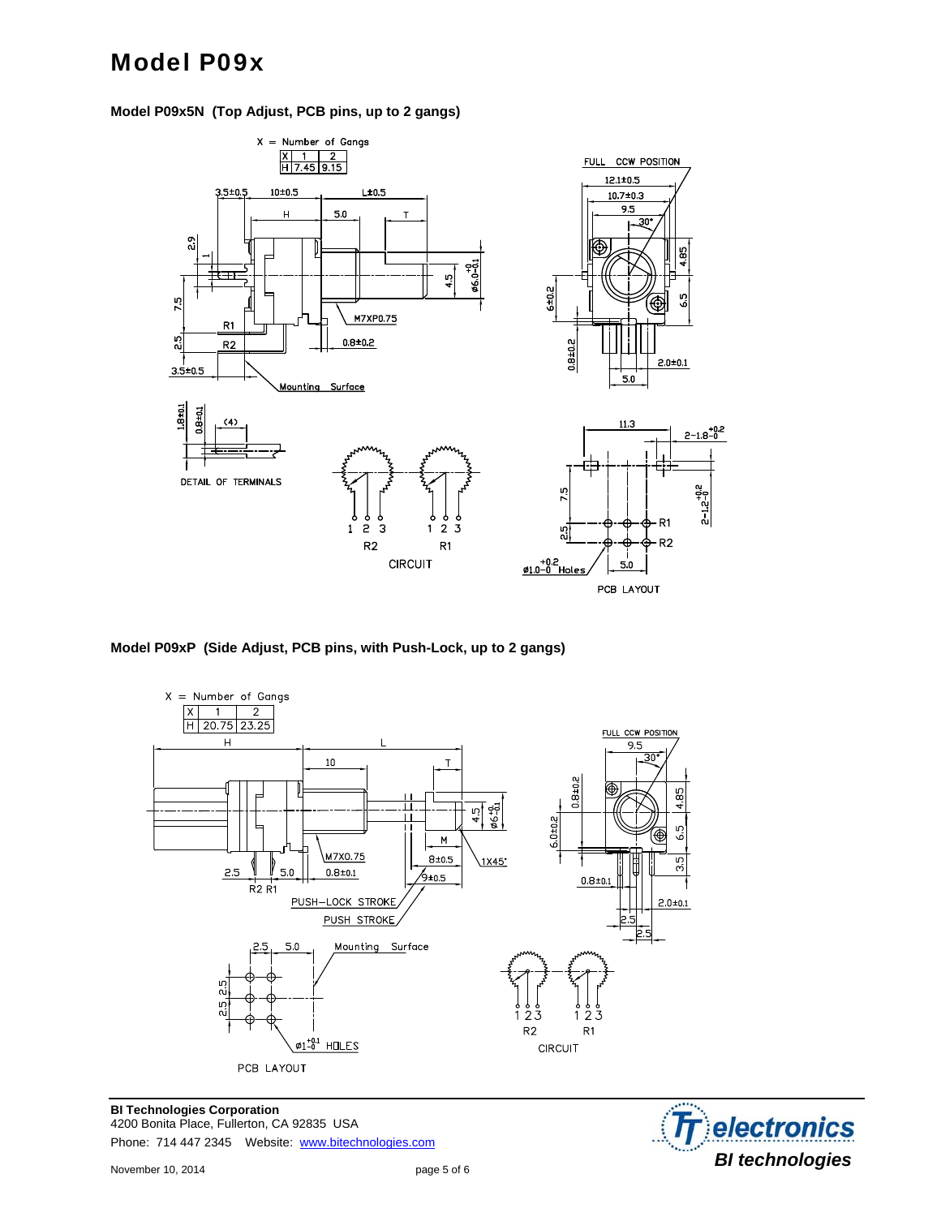# Model P09x

### Model P09x5N (Top Adjust, PCB pins, up to 2 gangs)

X = Number of Gangs

| X | 1 | 2 |
|---|---|---|
| H | 7.45 | 9.15 |

FULL CCW POSITION

DETAIL OF TERMINALS

CIRCUIT

PCB LAYOUT

### Model P09xP (Side Adjust, PCB pins, with Push-Lock, up to 2 gangs)

X = Number of Gangs

| X | 1 | 2 |
|---|---|---|
| H | 20.75 | 23.25 |

FULL CCW POSITION

PUSH-LOCK STROKE

PUSH STROKE

Mounting Surface

PCB LAYOUT

CIRCUIT

**BI Technologies Corporation**
4200 Bonita Place, Fullerton, CA 92835 USA
Phone: 714 447 2345 Website: www.bitechnologies.com

November 10, 2014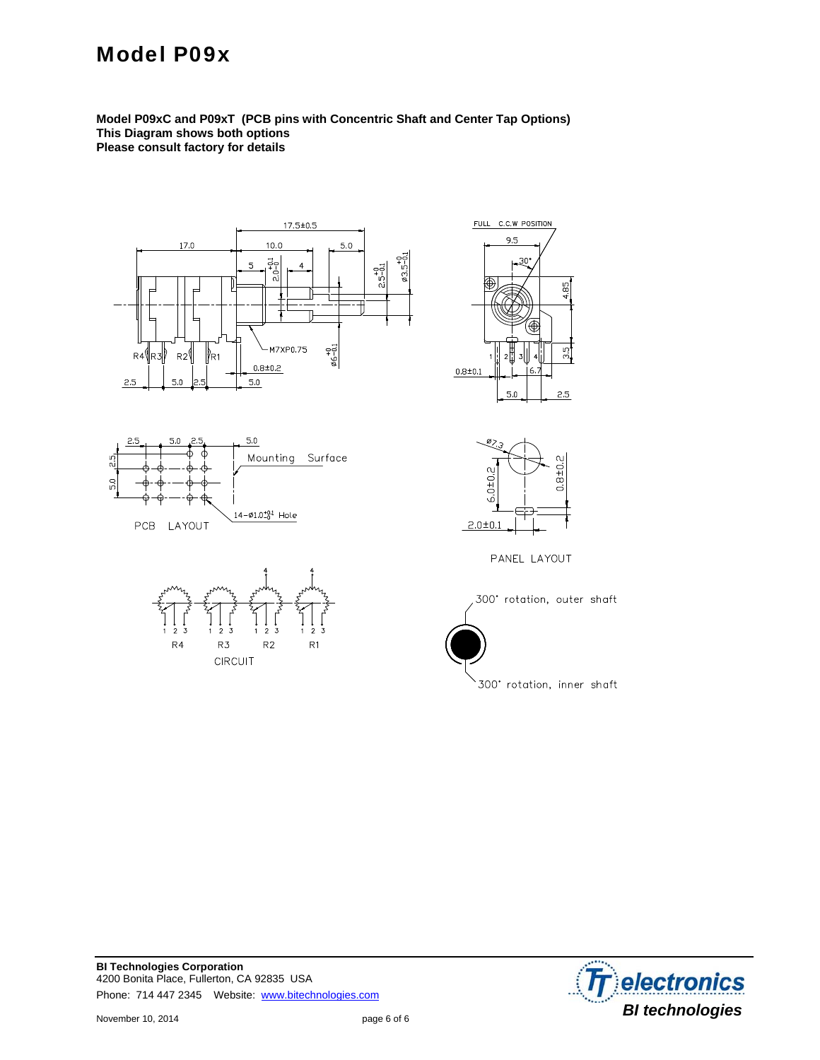# Model P09x

**Model P09xC and P09xT (PCB pins with Concentric Shaft and Center Tap Options)**
**This Diagram shows both options**
**Please consult factory for details**

17.5±0.5

17.0

10.0

5.0

5

$2.0^{+0.1}_{-0}$

4

$2.5^{+0}_{-0.1}$

$ø3.5^{+0}_{-0.1}$

M7XP0.75

$ø6^{+0}_{-0.1}$

0.8±0.2

R4 R3 R2 R1

2.5 5.0 2.5 5.0

FULL C.C.W POSITION

9.5

30°

4.85

3.5

1 2 3 4

6.7

0.8±0.1

5.0 2.5

2.5 5.0 2.5 5.0

2.5

5.0

Mounting Surface

$14-ø1.0^{+0.1}_{-0}$ Hole

PCB LAYOUT

ø7.3

6.0±0.2

0.8±0.2

2.0±0.1

PANEL LAYOUT

1 2 3 1 2 3 1 2 3 1 2 3

4 4

R4 R3 R2 R1

CIRCUIT

300° rotation, outer shaft

300° rotation, inner shaft

**BI Technologies Corporation**
4200 Bonita Place, Fullerton, CA 92835 USA
Phone: 714 447 2345 Website: www.bitechnologies.com

November 10, 2014

TT electronics
BI technologies